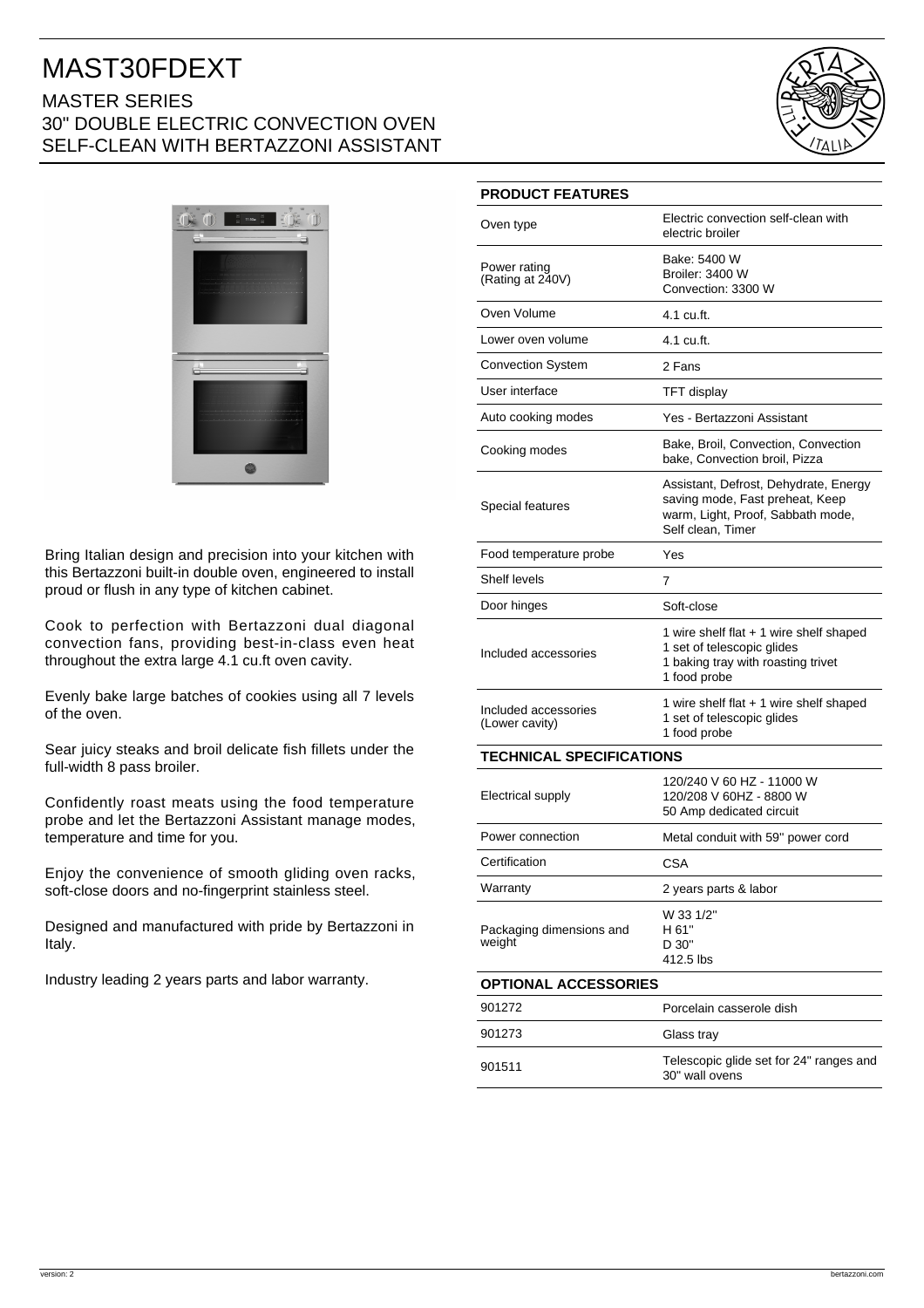# MAST30FDEXT

## MASTER SERIES
## 30" DOUBLE ELECTRIC CONVECTION OVEN
## SELF-CLEAN WITH BERTAZZONI ASSISTANT

Bring Italian design and precision into your kitchen with this Bertazzoni built-in double oven, engineered to install proud or flush in any type of kitchen cabinet.

Cook to perfection with Bertazzoni dual diagonal convection fans, providing best-in-class even heat throughout the extra large 4.1 cu.ft oven cavity.

Evenly bake large batches of cookies using all 7 levels of the oven.

Sear juicy steaks and broil delicate fish fillets under the full-width 8 pass broiler.

Confidently roast meats using the food temperature probe and let the Bertazzoni Assistant manage modes, temperature and time for you.

Enjoy the convenience of smooth gliding oven racks, soft-close doors and no-fingerprint stainless steel.

Designed and manufactured with pride by Bertazzoni in Italy.

Industry leading 2 years parts and labor warranty.

| PRODUCT FEATURES | |
|---|---|
| Oven type | Electric convection self-clean with electric broiler |
| Power rating (Rating at 240V) | Bake: 5400 W<br>Broiler: 3400 W<br>Convection: 3300 W |
| Oven Volume | 4.1 cu.ft. |
| Lower oven volume | 4.1 cu.ft. |
| Convection System | 2 Fans |
| User interface | TFT display |
| Auto cooking modes | Yes - Bertazzoni Assistant |
| Cooking modes | Bake, Broil, Convection, Convection bake, Convection broil, Pizza |
| Special features | Assistant, Defrost, Dehydrate, Energy saving mode, Fast preheat, Keep warm, Light, Proof, Sabbath mode, Self clean, Timer |
| Food temperature probe | Yes |
| Shelf levels | 7 |
| Door hinges | Soft-close |
| Included accessories | 1 wire shelf flat + 1 wire shelf shaped<br>1 set of telescopic glides<br>1 baking tray with roasting trivet<br>1 food probe |
| Included accessories (Lower cavity) | 1 wire shelf flat + 1 wire shelf shaped<br>1 set of telescopic glides<br>1 food probe |

| TECHNICAL SPECIFICATIONS | |
|---|---|
| Electrical supply | 120/240 V 60 HZ - 11000 W<br>120/208 V 60HZ - 8800 W<br>50 Amp dedicated circuit |
| Power connection | Metal conduit with 59" power cord |
| Certification | CSA |
| Warranty | 2 years parts & labor |
| Packaging dimensions and weight | W 33 1/2"<br>H 61"<br>D 30"<br>412.5 lbs |

| OPTIONAL ACCESSORIES | |
|---|---|
| 901272 | Porcelain casserole dish |
| 901273 | Glass tray |
| 901511 | Telescopic glide set for 24" ranges and 30" wall ovens |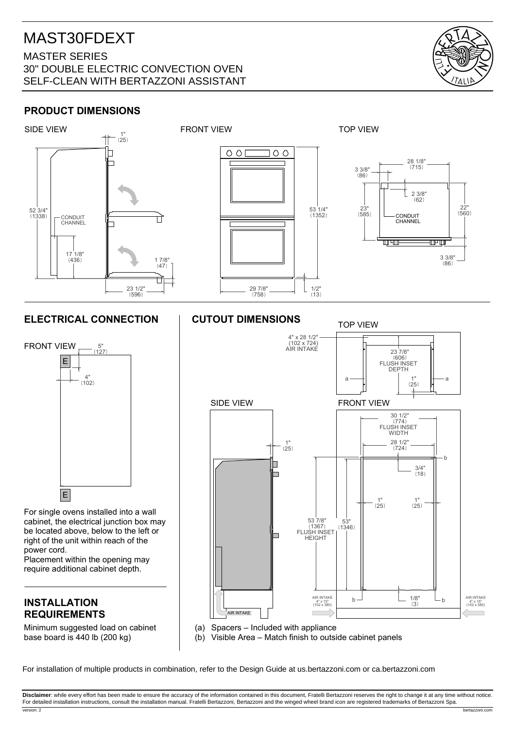# MAST30FDEXT

MASTER SERIES
30" DOUBLE ELECTRIC CONVECTION OVEN
SELF-CLEAN WITH BERTAZZONI ASSISTANT

## PRODUCT DIMENSIONS

SIDE VIEW

1" (25)
52 3/4" (1338)
CONDUIT CHANNEL
17 1/8" (436)
1 7/8" (47)
23 1/2" (596)

FRONT VIEW

53 1/4" (1352)
29 7/8" (758)
1/2" (13)

TOP VIEW

28 1/8" (715)
3 3/8" (86)
2 3/8" (62)
23" (585)
22" (560)
CONDUIT CHANNEL
3 3/8" (86)

## ELECTRICAL CONNECTION

FRONT VIEW

5" (127)
E
4" (102)
E

For single ovens installed into a wall cabinet, the electrical junction box may be located above, below to the left or right of the unit within reach of the power cord.
Placement within the opening may require additional cabinet depth.

## INSTALLATION REQUIREMENTS

Minimum suggested load on cabinet base board is 440 lb (200 kg)

## CUTOUT DIMENSIONS

TOP VIEW

4" x 28 1/2" (102 x 724) AIR INTAKE
23 7/8" (606) FLUSH INSET DEPTH
a
1" (25)
a

SIDE VIEW

1" (25)
AIR INTAKE

FRONT VIEW

30 1/2" (774) FLUSH INSET WIDTH
28 1/2" (724)
b
3/4" (18)
1" (25)
1" (25)
53 7/8" (1367) FLUSH INSET HEIGHT
53" (1346)
AIR INTAKE 4" x 15" (102 x 380)
b
1/8" (3)
b
AIR INTAKE 4" x 15" (102 x 380)

(a) Spacers – Included with appliance
(b) Visible Area – Match finish to outside cabinet panels

For installation of multiple products in combination, refer to the Design Guide at us.bertazzoni.com or ca.bertazzoni.com

**Disclaimer**: while every effort has been made to ensure the accuracy of the information contained in this document, Fratelli Bertazzoni reserves the right to change it at any time without notice. For detailed installation instructions, consult the installation manual. Fratelli Bertazzoni, Bertazzoni and the winged wheel brand icon are registered trademarks of Bertazzoni Spa.

version: 2

bertazzoni.com